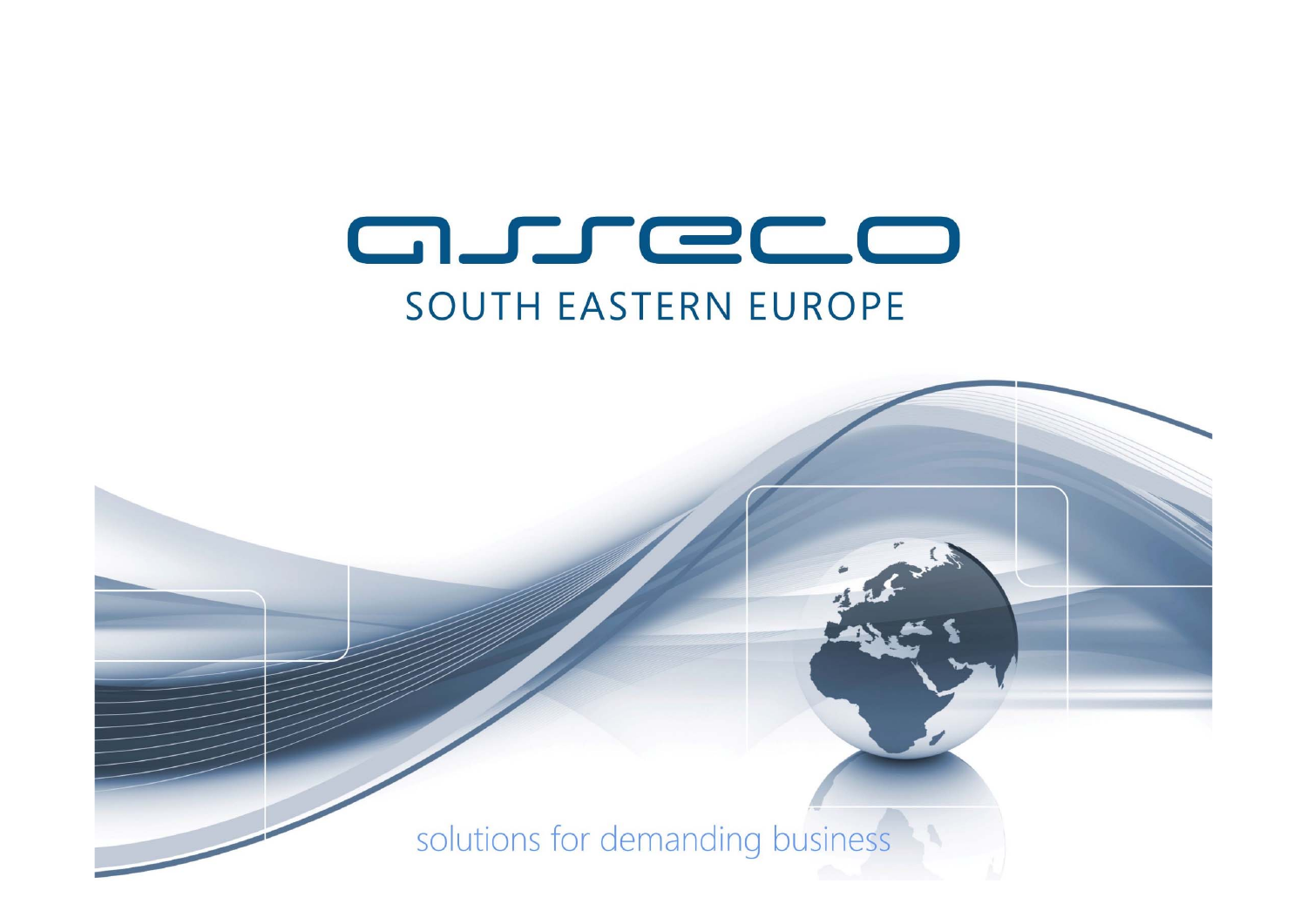# asseco

## SOUTH EASTERN EUROPE

solutions for demanding business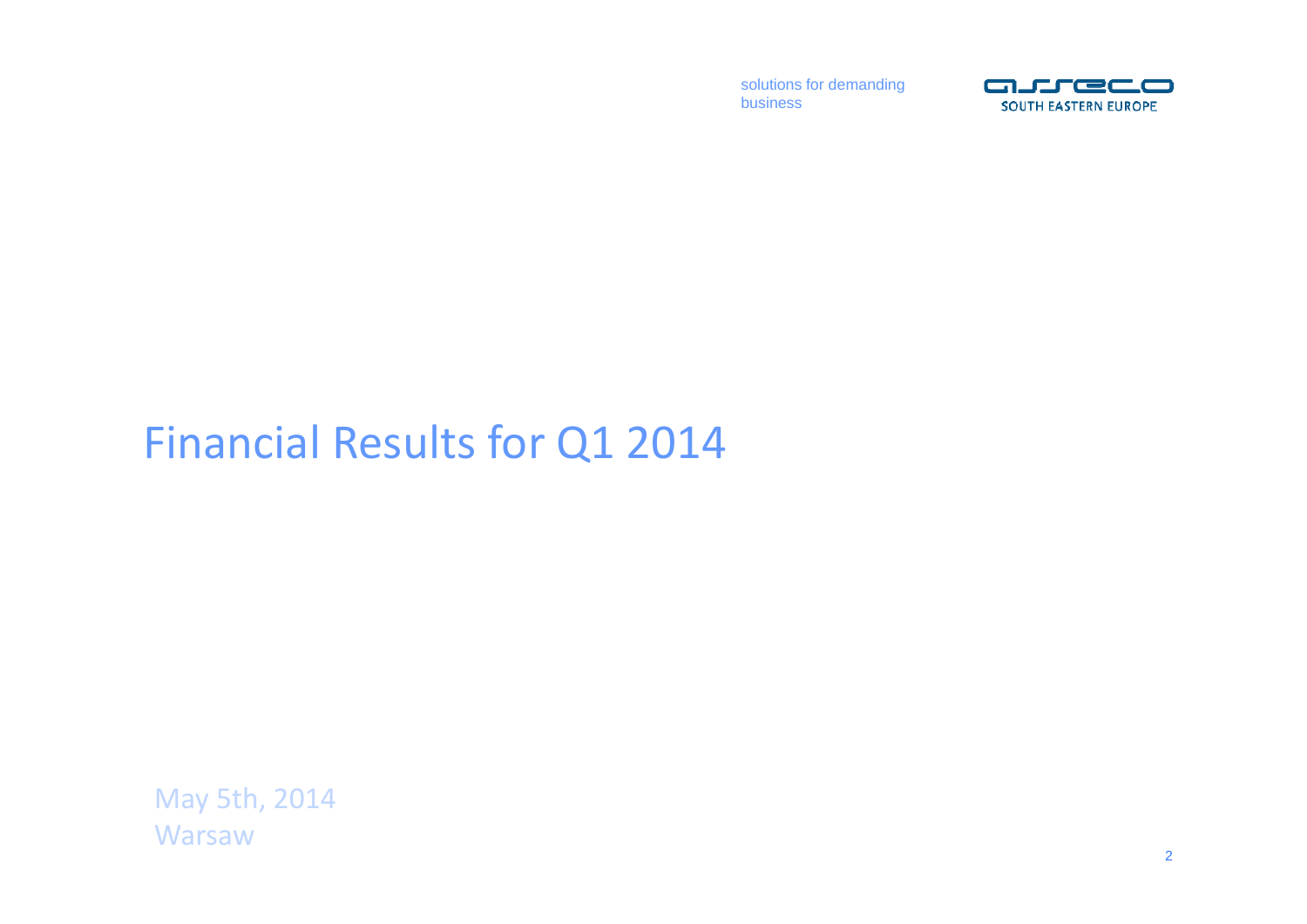solutions for demanding business

ASSECO SOUTH EASTERN EUROPE

# Financial Results for Q1 2014

May 5th, 2014
Warsaw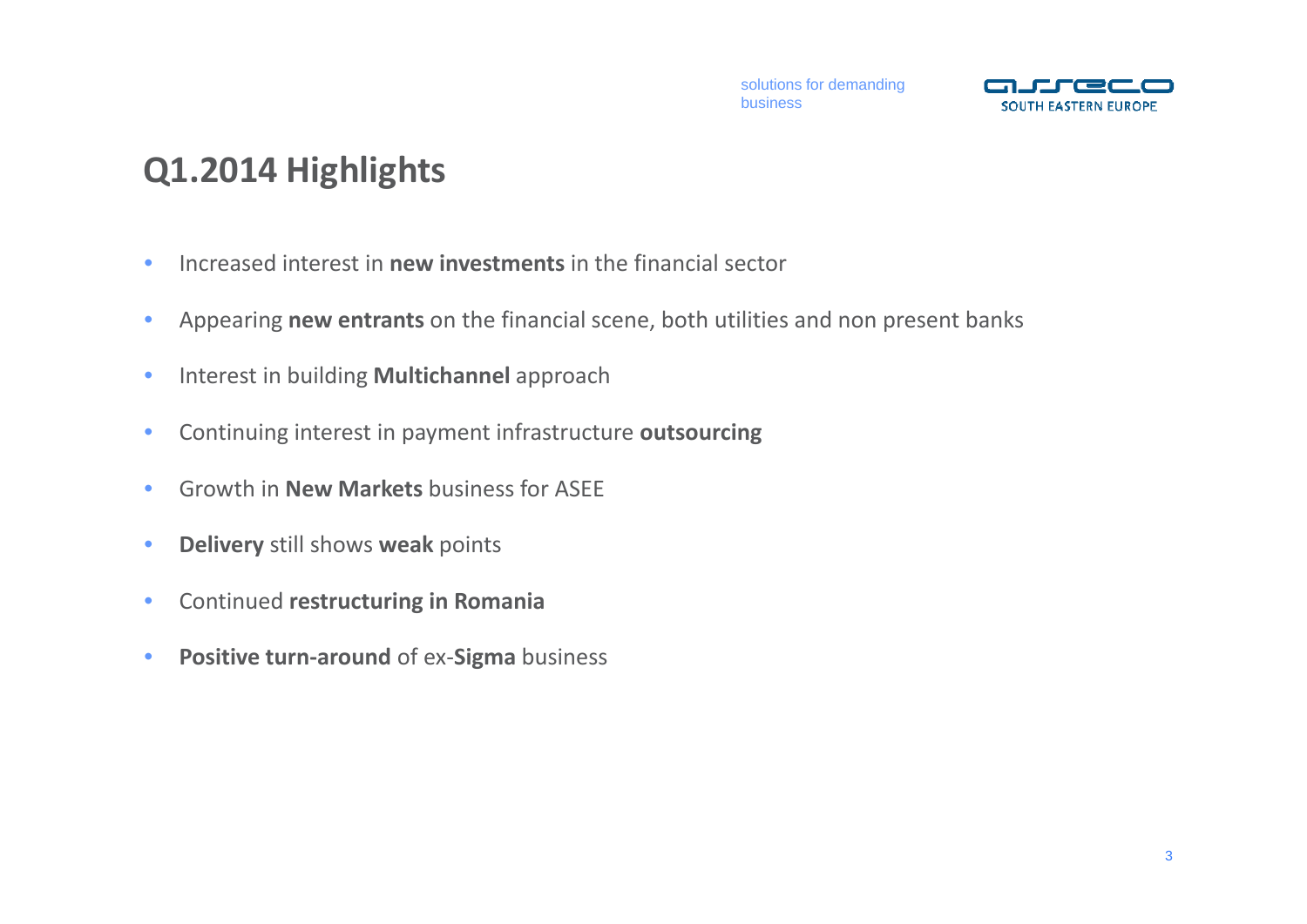# Q1.2014 Highlights

- Increased interest in **new investments** in the financial sector
- Appearing **new entrants** on the financial scene, both utilities and non present banks
- Interest in building **Multichannel** approach
- Continuing interest in payment infrastructure **outsourcing**
- Growth in **New Markets** business for ASEE
- **Delivery** still shows **weak** points
- Continued **restructuring in Romania**
- **Positive turn-around** of ex-**Sigma** business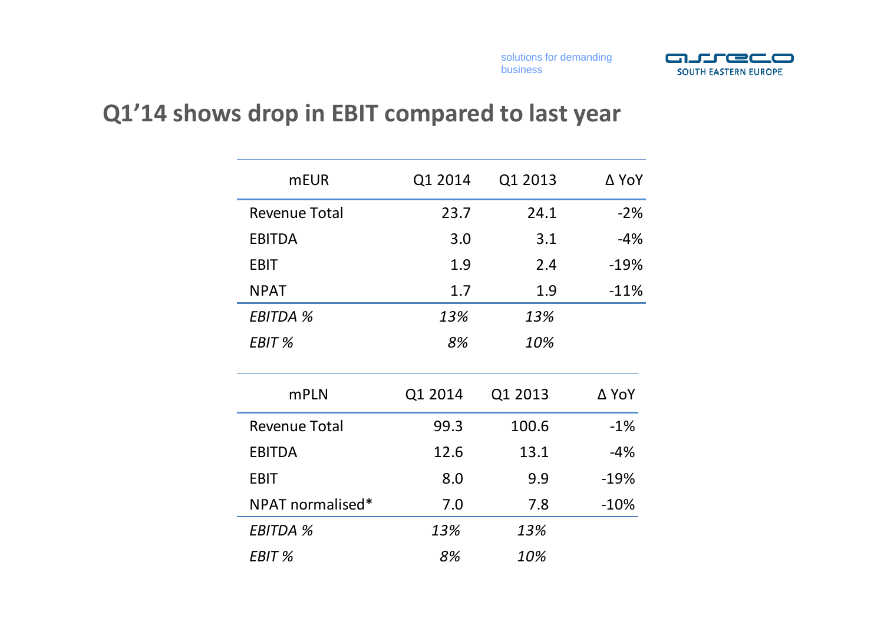# Q1'14 shows drop in EBIT compared to last year

| mEUR | Q1 2014 | Q1 2013 | Δ YoY |
|---|---|---|---|
| Revenue Total | 23.7 | 24.1 | -2% |
| EBITDA | 3.0 | 3.1 | -4% |
| EBIT | 1.9 | 2.4 | -19% |
| NPAT | 1.7 | 1.9 | -11% |
| *EBITDA %* | *13%* | *13%* | |
| *EBIT %* | *8%* | *10%* | |

| mPLN | Q1 2014 | Q1 2013 | Δ YoY |
|---|---|---|---|
| Revenue Total | 99.3 | 100.6 | -1% |
| EBITDA | 12.6 | 13.1 | -4% |
| EBIT | 8.0 | 9.9 | -19% |
| NPAT normalised* | 7.0 | 7.8 | -10% |
| *EBITDA %* | *13%* | *13%* | |
| *EBIT %* | *8%* | *10%* | |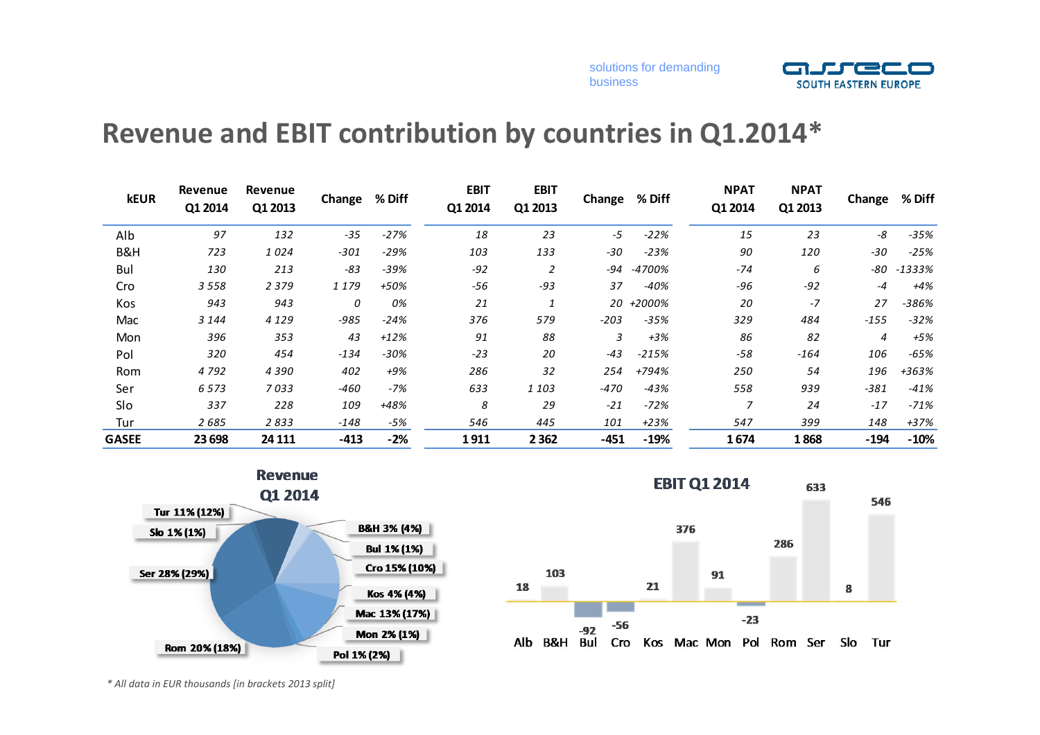solutions for demanding business

# Revenue and EBIT contribution by countries in Q1.2014*

| kEUR | Revenue Q1 2014 | Revenue Q1 2013 | Change | % Diff | EBIT Q1 2014 | EBIT Q1 2013 | Change | % Diff | NPAT Q1 2014 | NPAT Q1 2013 | Change | % Diff |
|---|---|---|---|---|---|---|---|---|---|---|---|---|
| Alb | 97 | 132 | -35 | -27% | 18 | 23 | -5 | -22% | 15 | 23 | -8 | -35% |
| B&H | 723 | 1 024 | -301 | -29% | 103 | 133 | -30 | -23% | 90 | 120 | -30 | -25% |
| Bul | 130 | 213 | -83 | -39% | -92 | 2 | -94 | -4700% | -74 | 6 | -80 | -1333% |
| Cro | 3 558 | 2 379 | 1 179 | +50% | -56 | -93 | 37 | -40% | -96 | -92 | -4 | +4% |
| Kos | 943 | 943 | 0 | 0% | 21 | 1 | 20 | +2000% | 20 | -7 | 27 | -386% |
| Mac | 3 144 | 4 129 | -985 | -24% | 376 | 579 | -203 | -35% | 329 | 484 | -155 | -32% |
| Mon | 396 | 353 | 43 | +12% | 91 | 88 | 3 | +3% | 86 | 82 | 4 | +5% |
| Pol | 320 | 454 | -134 | -30% | -23 | 20 | -43 | -215% | -58 | -164 | 106 | -65% |
| Rom | 4 792 | 4 390 | 402 | +9% | 286 | 32 | 254 | +794% | 250 | 54 | 196 | +363% |
| Ser | 6 573 | 7 033 | -460 | -7% | 633 | 1 103 | -470 | -43% | 558 | 939 | -381 | -41% |
| Slo | 337 | 228 | 109 | +48% | 8 | 29 | -21 | -72% | 7 | 24 | -17 | -71% |
| Tur | 2 685 | 2 833 | -148 | -5% | 546 | 445 | 101 | +23% | 547 | 399 | 148 | +37% |
| **GASEE** | **23 698** | **24 111** | **-413** | **-2%** | **1 911** | **2 362** | **-451** | **-19%** | **1 674** | **1 868** | **-194** | **-10%** |

**Revenue Q1 2014**

Tur 11% (12%), Slo 1% (1%), Ser 28% (29%), Rom 20% (18%), B&H 3% (4%), Bul 1% (1%), Cro 15% (10%), Kos 4% (4%), Mac 13% (17%), Mon 2% (1%), Pol 1% (2%)

**EBIT Q1 2014**

| Alb | B&H | Bul | Cro | Kos | Mac | Mon | Pol | Rom | Ser | Slo | Tur |
|---|---|---|---|---|---|---|---|---|---|---|---|
| 18 | 103 | -92 | -56 | 21 | 376 | 91 | -23 | 286 | 633 | 8 | 546 |

*\* All data in EUR thousands [in brackets 2013 split]*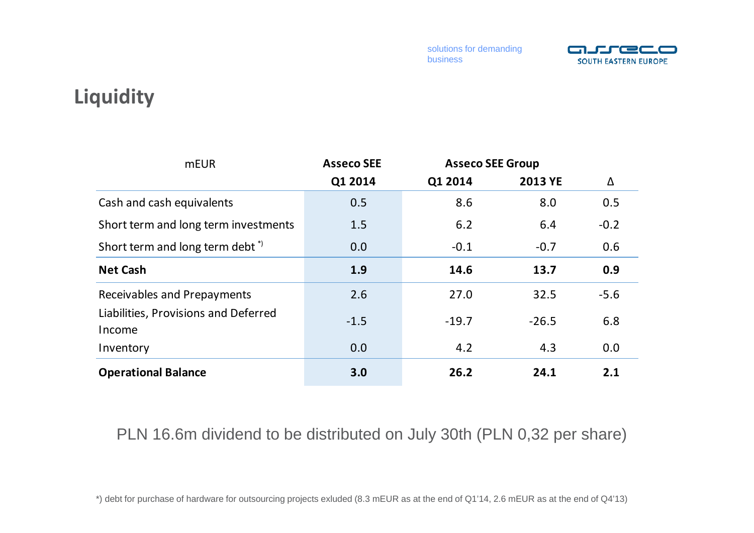# Liquidity

| mEUR | Asseco SEE | Asseco SEE Group | | |
|---|---|---|---|---|
| | Q1 2014 | Q1 2014 | 2013 YE | Δ |
| Cash and cash equivalents | 0.5 | 8.6 | 8.0 | 0.5 |
| Short term and long term investments | 1.5 | 6.2 | 6.4 | -0.2 |
| Short term and long term debt *) | 0.0 | -0.1 | -0.7 | 0.6 |
| **Net Cash** | **1.9** | **14.6** | **13.7** | **0.9** |
| Receivables and Prepayments | 2.6 | 27.0 | 32.5 | -5.6 |
| Liabilities, Provisions and Deferred Income | -1.5 | -19.7 | -26.5 | 6.8 |
| Inventory | 0.0 | 4.2 | 4.3 | 0.0 |
| **Operational Balance** | **3.0** | **26.2** | **24.1** | **2.1** |

PLN 16.6m dividend to be distributed on July 30th (PLN 0,32 per share)

*) debt for purchase of hardware for outsourcing projects exluded (8.3 mEUR as at the end of Q1'14, 2.6 mEUR as at the end of Q4'13)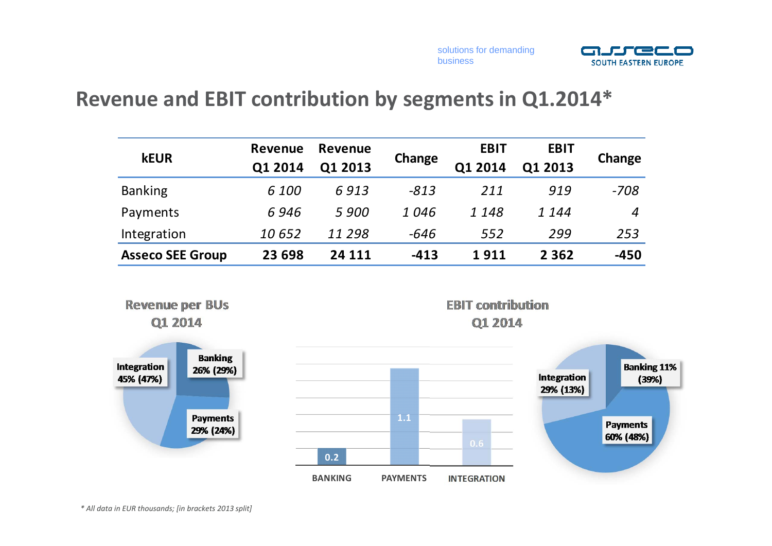# Revenue and EBIT contribution by segments in Q1.2014*

| kEUR | Revenue Q1 2014 | Revenue Q1 2013 | Change | EBIT Q1 2014 | EBIT Q1 2013 | Change |
|---|---|---|---|---|---|---|
| Banking | *6 100* | *6 913* | *-813* | *211* | *919* | *-708* |
| Payments | *6 946* | *5 900* | *1 046* | *1 148* | *1 144* | *4* |
| Integration | *10 652* | *11 298* | *-646* | *552* | *299* | *253* |
| **Asseco SEE Group** | **23 698** | **24 111** | **-413** | **1 911** | **2 362** | **-450** |

**Revenue per BUs Q1 2014**

- Banking 26% (29%)
- Payments 29% (24%)
- Integration 45% (47%)

**EBIT contribution Q1 2014**

| | BANKING | PAYMENTS | INTEGRATION |
|---|---|---|---|
| EBIT | 0.2 | 1.1 | 0.6 |

- Banking 11% (39%)
- Payments 60% (48%)
- Integration 29% (13%)

*\* All data in EUR thousands; [in brackets 2013 split]*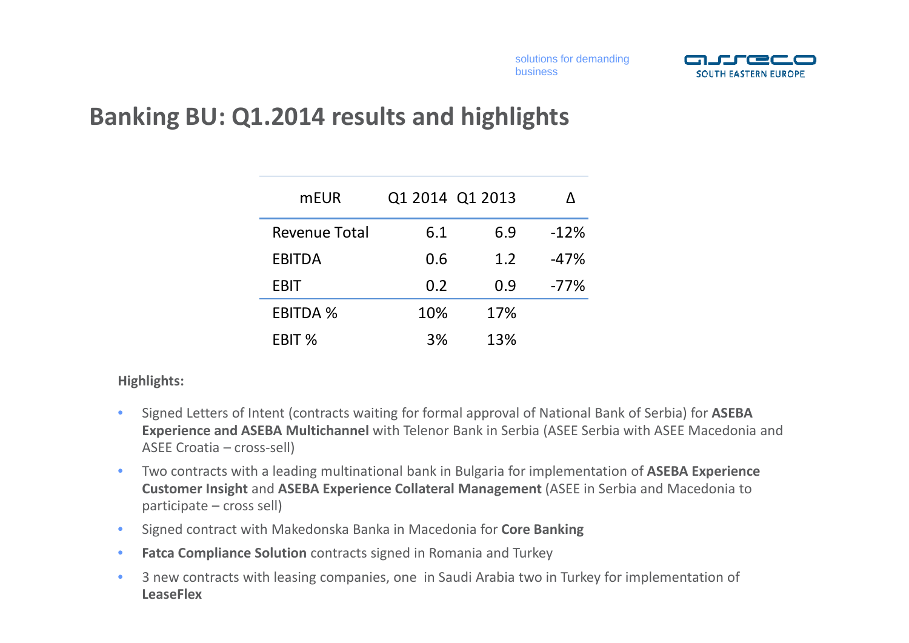# Banking BU: Q1.2014 results and highlights

| mEUR | Q1 2014 | Q1 2013 | Δ |
|---|---|---|---|
| Revenue Total | 6.1 | 6.9 | -12% |
| EBITDA | 0.6 | 1.2 | -47% |
| EBIT | 0.2 | 0.9 | -77% |
| EBITDA % | 10% | 17% | |
| EBIT % | 3% | 13% | |

**Highlights:**

- Signed Letters of Intent (contracts waiting for formal approval of National Bank of Serbia) for **ASEBA Experience and ASEBA Multichannel** with Telenor Bank in Serbia (ASEE Serbia with ASEE Macedonia and ASEE Croatia – cross-sell)
- Two contracts with a leading multinational bank in Bulgaria for implementation of **ASEBA Experience Customer Insight** and **ASEBA Experience Collateral Management** (ASEE in Serbia and Macedonia to participate – cross sell)
- Signed contract with Makedonska Banka in Macedonia for **Core Banking**
- **Fatca Compliance Solution** contracts signed in Romania and Turkey
- 3 new contracts with leasing companies, one in Saudi Arabia two in Turkey for implementation of **LeaseFlex**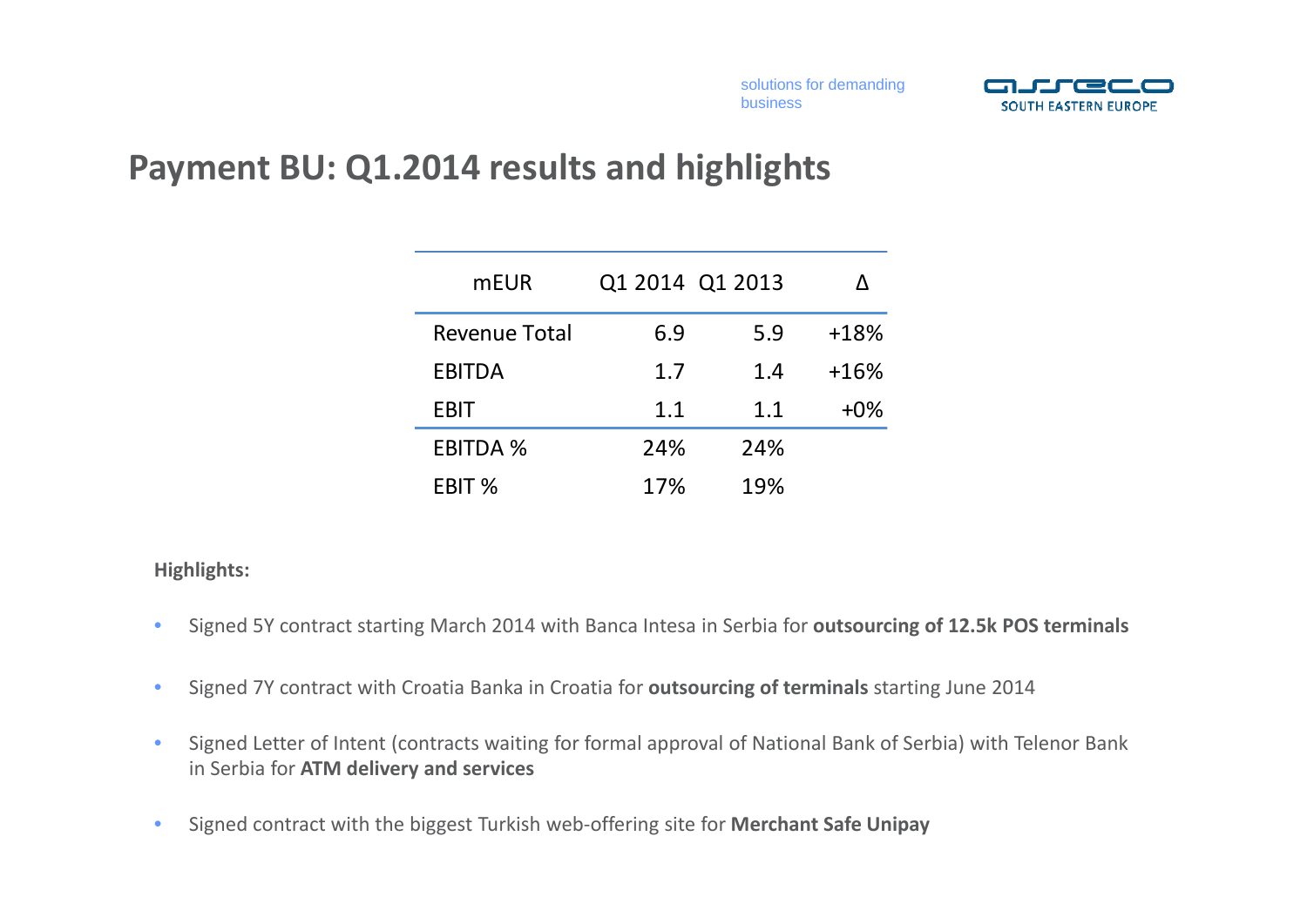# Payment BU: Q1.2014 results and highlights

| mEUR | Q1 2014 | Q1 2013 | Δ |
|---|---|---|---|
| Revenue Total | 6.9 | 5.9 | +18% |
| EBITDA | 1.7 | 1.4 | +16% |
| EBIT | 1.1 | 1.1 | +0% |
| EBITDA % | 24% | 24% | |
| EBIT % | 17% | 19% | |

**Highlights:**

- Signed 5Y contract starting March 2014 with Banca Intesa in Serbia for **outsourcing of 12.5k POS terminals**
- Signed 7Y contract with Croatia Banka in Croatia for **outsourcing of terminals** starting June 2014
- Signed Letter of Intent (contracts waiting for formal approval of National Bank of Serbia) with Telenor Bank in Serbia for **ATM delivery and services**
- Signed contract with the biggest Turkish web-offering site for **Merchant Safe Unipay**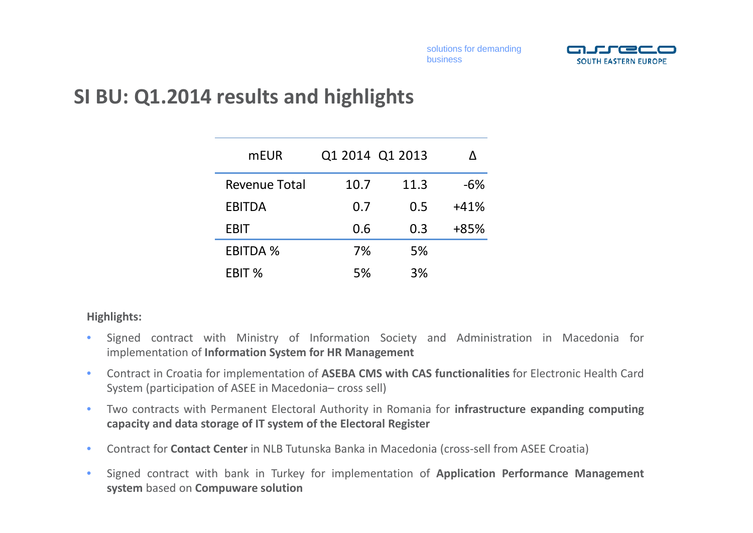# SI BU: Q1.2014 results and highlights

| mEUR | Q1 2014 | Q1 2013 | Δ |
|---|---|---|---|
| Revenue Total | 10.7 | 11.3 | -6% |
| EBITDA | 0.7 | 0.5 | +41% |
| EBIT | 0.6 | 0.3 | +85% |
| EBITDA % | 7% | 5% | |
| EBIT % | 5% | 3% | |

**Highlights:**

- Signed contract with Ministry of Information Society and Administration in Macedonia for implementation of **Information System for HR Management**
- Contract in Croatia for implementation of **ASEBA CMS with CAS functionalities** for Electronic Health Card System (participation of ASEE in Macedonia– cross sell)
- Two contracts with Permanent Electoral Authority in Romania for **infrastructure expanding computing capacity and data storage of IT system of the Electoral Register**
- Contract for **Contact Center** in NLB Tutunska Banka in Macedonia (cross-sell from ASEE Croatia)
- Signed contract with bank in Turkey for implementation of **Application Performance Management system** based on **Compuware solution**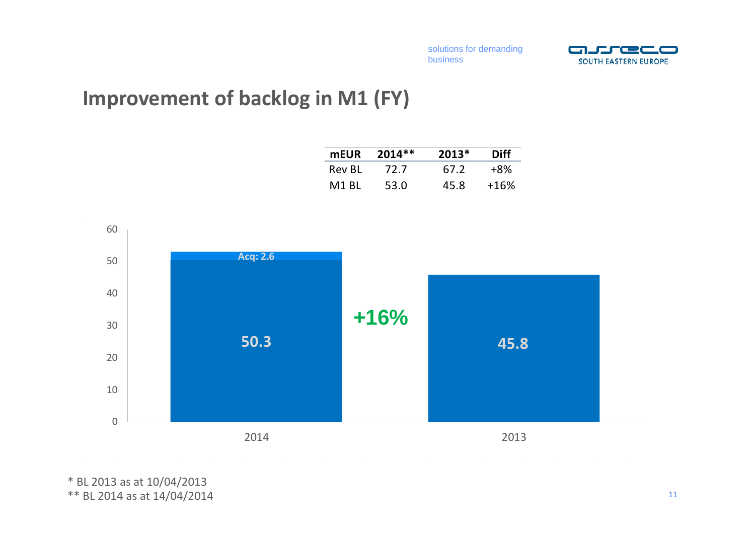# Improvement of backlog in M1 (FY)

| mEUR | 2014** | 2013* | Diff |
|---|---|---|---|
| Rev BL | 72.7 | 67.2 | +8% |
| M1 BL | 53.0 | 45.8 | +16% |

| | 2014 | 2013 |
|---|---|---|
| Base | 50.3 | 45.8 |
| Acq | 2.6 | |

+16%

\* BL 2013 as at 10/04/2013
\*\* BL 2014 as at 14/04/2014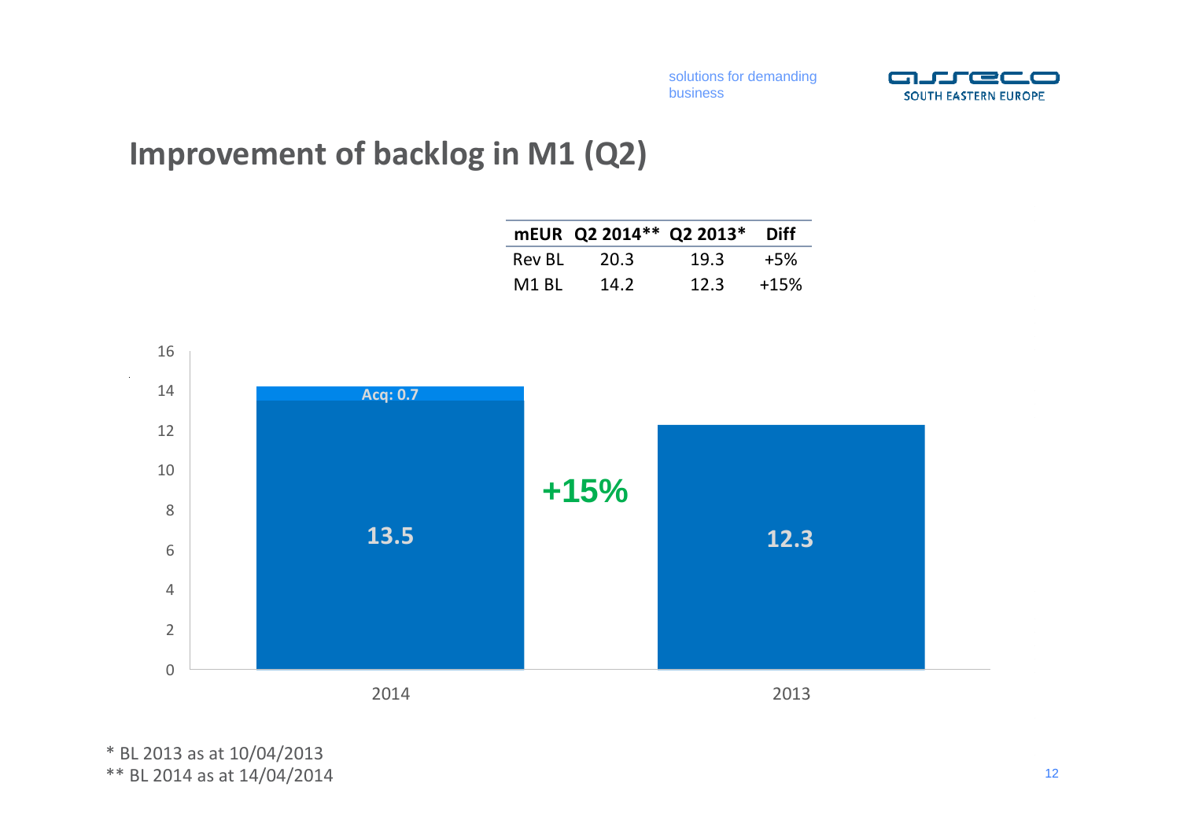# Improvement of backlog in M1 (Q2)

| mEUR | Q2 2014** | Q2 2013* | Diff |
|---|---|---|---|
| Rev BL | 20.3 | 19.3 | +5% |
| M1 BL | 14.2 | 12.3 | +15% |

| | 2014 | 2013 |
|---|---|---|
| M1 BL | 13.5 + Acq: 0.7 | 12.3 |

+15%

\* BL 2013 as at 10/04/2013
\** BL 2014 as at 14/04/2014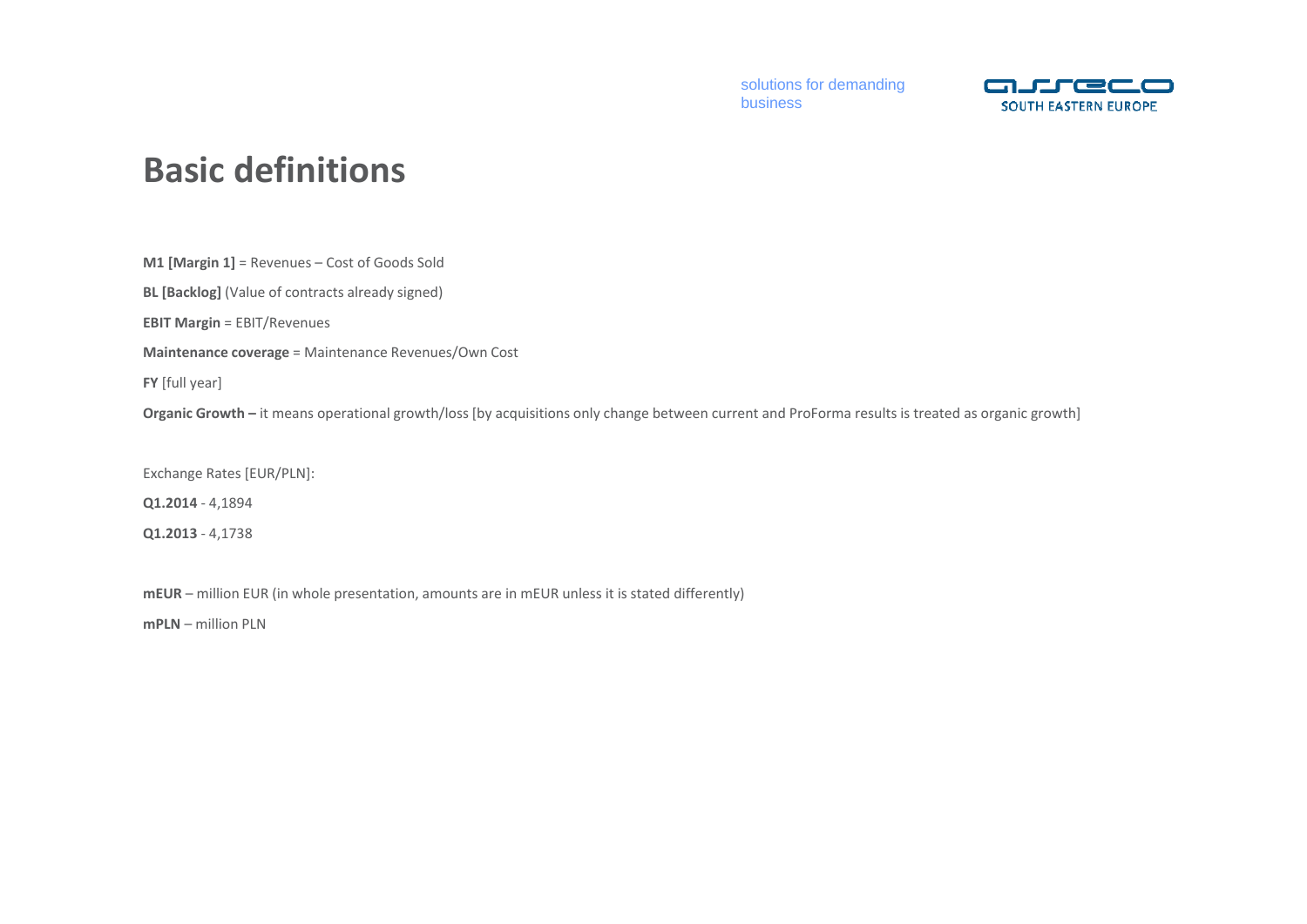# Basic definitions

**M1 [Margin 1]** = Revenues – Cost of Goods Sold

**BL [Backlog]** (Value of contracts already signed)

**EBIT Margin** = EBIT/Revenues

**Maintenance coverage** = Maintenance Revenues/Own Cost

**FY** [full year]

**Organic Growth –** it means operational growth/loss [by acquisitions only change between current and ProForma results is treated as organic growth]

Exchange Rates [EUR/PLN]:

**Q1.2014** - 4,1894

**Q1.2013** - 4,1738

**mEUR** – million EUR (in whole presentation, amounts are in mEUR unless it is stated differently)

**mPLN** – million PLN